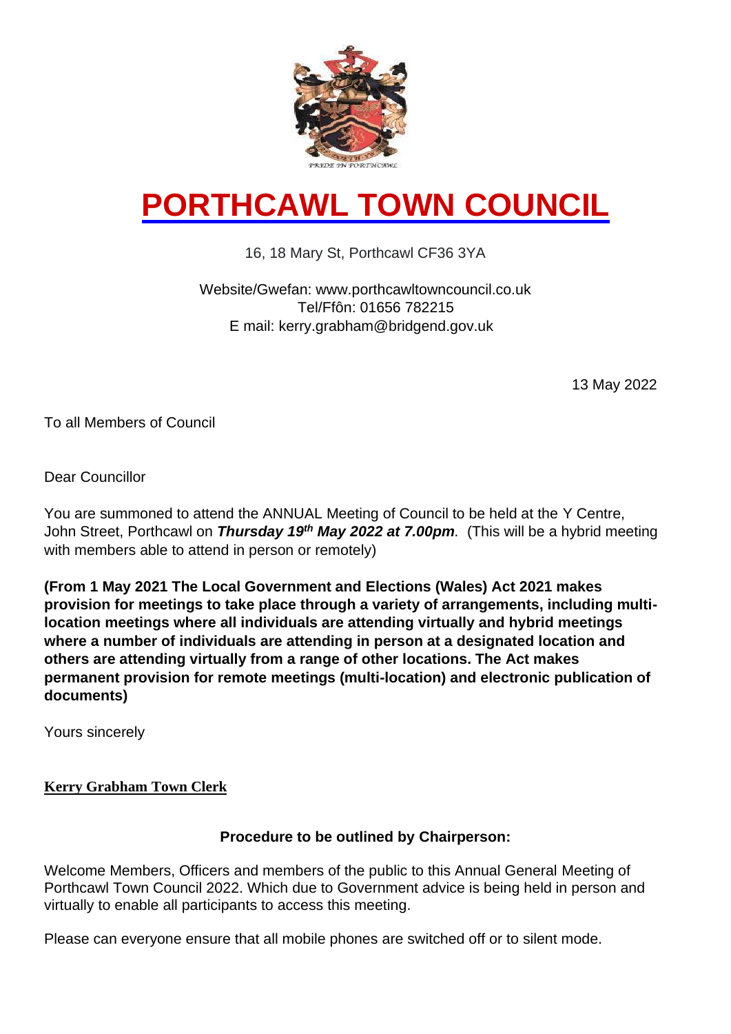# PORTHCAWL TOWN COUNCIL

16, 18 Mary St, Porthcawl CF36 3YA

Website/Gwefan: www.porthcawltowncouncil.co.uk
Tel/Ffôn: 01656 782215
E mail: kerry.grabham@bridgend.gov.uk

13 May 2022

To all Members of Council

Dear Councillor

You are summoned to attend the ANNUAL Meeting of Council to be held at the Y Centre, John Street, Porthcawl on ***Thursday 19th May 2022 at 7.00pm****.* (This will be a hybrid meeting with members able to attend in person or remotely)

**(From 1 May 2021 The Local Government and Elections (Wales) Act 2021 makes provision for meetings to take place through a variety of arrangements, including multi-location meetings where all individuals are attending virtually and hybrid meetings where a number of individuals are attending in person at a designated location and others are attending virtually from a range of other locations. The Act makes permanent provision for remote meetings (multi-location) and electronic publication of documents)**

Yours sincerely

**Kerry Grabham Town Clerk**

**Procedure to be outlined by Chairperson:**

Welcome Members, Officers and members of the public to this Annual General Meeting of Porthcawl Town Council 2022. Which due to Government advice is being held in person and virtually to enable all participants to access this meeting.

Please can everyone ensure that all mobile phones are switched off or to silent mode.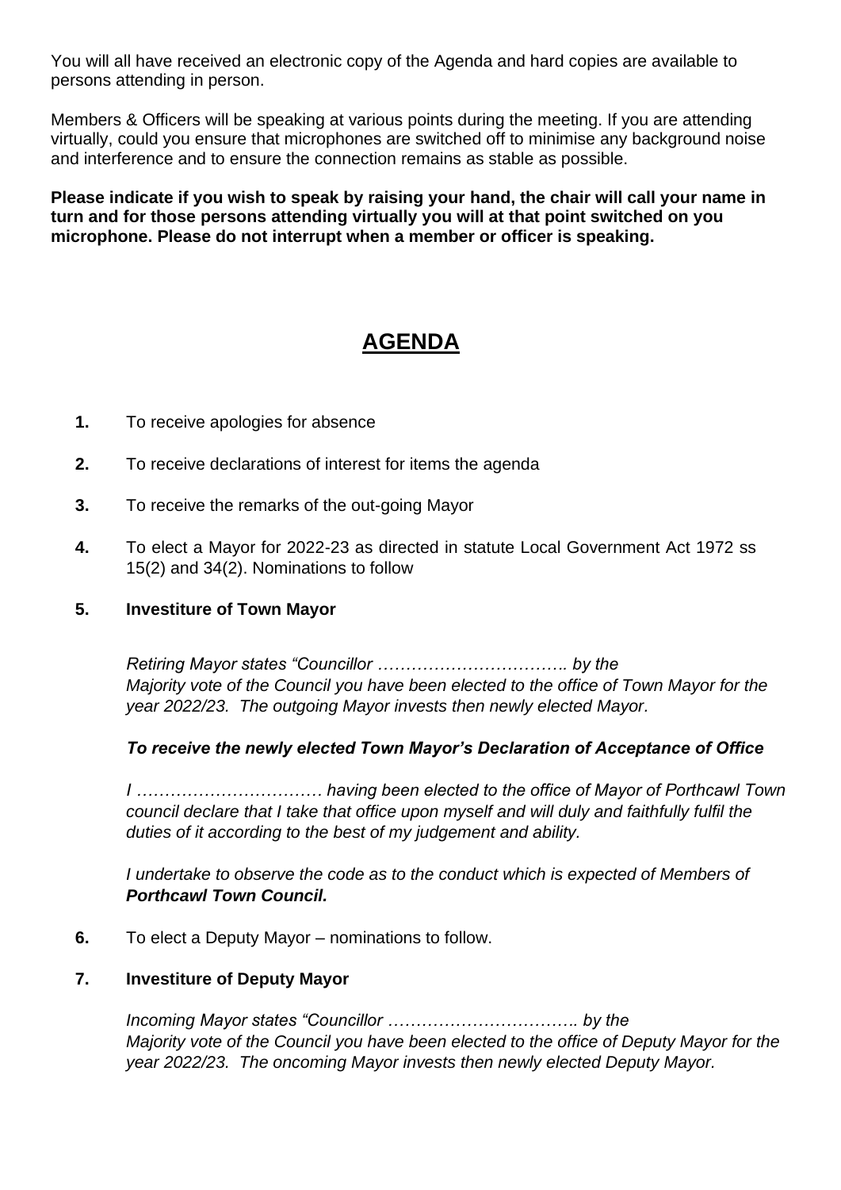You will all have received an electronic copy of the Agenda and hard copies are available to persons attending in person.

Members & Officers will be speaking at various points during the meeting. If you are attending virtually, could you ensure that microphones are switched off to minimise any background noise and interference and to ensure the connection remains as stable as possible.

**Please indicate if you wish to speak by raising your hand, the chair will call your name in turn and for those persons attending virtually you will at that point switched on you microphone. Please do not interrupt when a member or officer is speaking.**

# AGENDA

**1.** To receive apologies for absence

**2.** To receive declarations of interest for items the agenda

**3.** To receive the remarks of the out-going Mayor

**4.** To elect a Mayor for 2022-23 as directed in statute Local Government Act 1972 ss 15(2) and 34(2). Nominations to follow

**5. Investiture of Town Mayor**

*Retiring Mayor states "Councillor …………………………….. by the Majority vote of the Council you have been elected to the office of Town Mayor for the year 2022/23. The outgoing Mayor invests then newly elected Mayor.*

***To receive the newly elected Town Mayor's Declaration of Acceptance of Office***

*I …………………………… having been elected to the office of Mayor of Porthcawl Town council declare that I take that office upon myself and will duly and faithfully fulfil the duties of it according to the best of my judgement and ability.*

*I undertake to observe the code as to the conduct which is expected of Members of* ***Porthcawl Town Council.***

**6.** To elect a Deputy Mayor – nominations to follow.

**7. Investiture of Deputy Mayor**

*Incoming Mayor states "Councillor …………………………….. by the Majority vote of the Council you have been elected to the office of Deputy Mayor for the year 2022/23. The oncoming Mayor invests then newly elected Deputy Mayor.*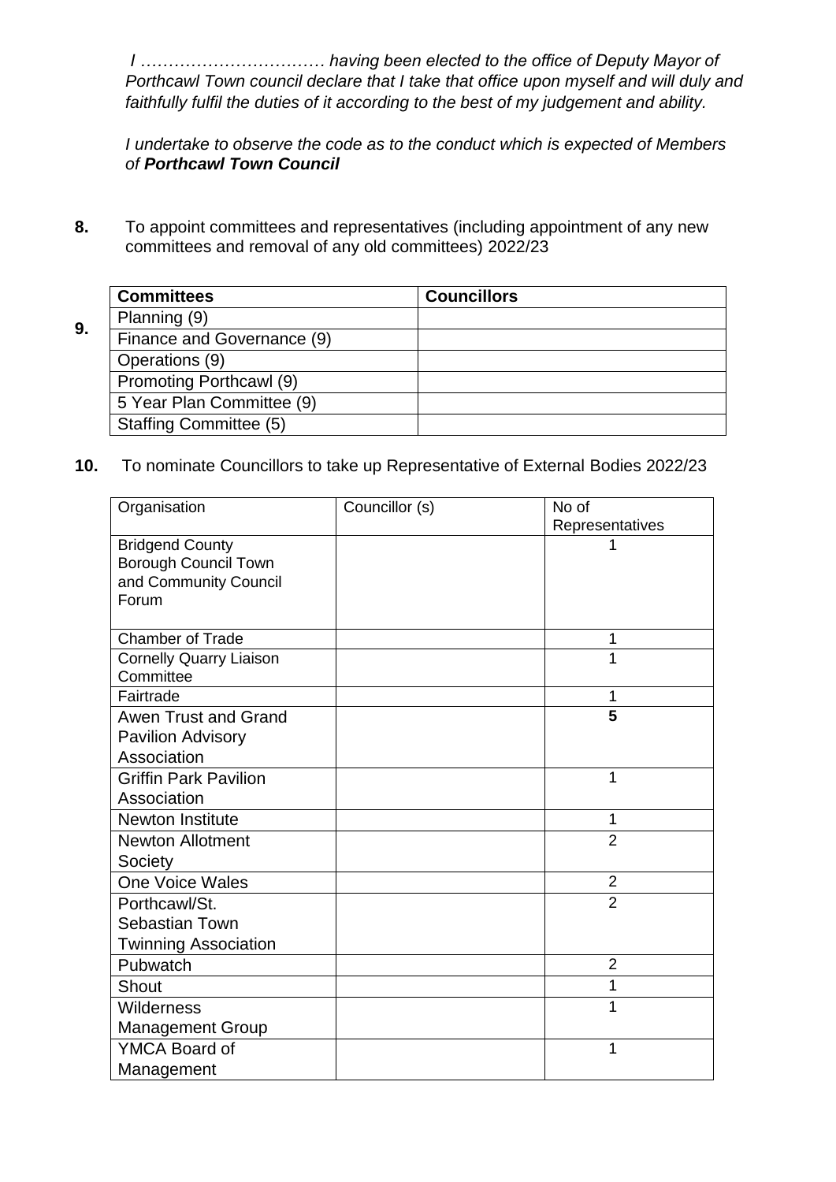*I …………………………… having been elected to the office of Deputy Mayor of Porthcawl Town council declare that I take that office upon myself and will duly and faithfully fulfil the duties of it according to the best of my judgement and ability.*

*I undertake to observe the code as to the conduct which is expected of Members of* ***Porthcawl Town Council***

**8.** To appoint committees and representatives (including appointment of any new committees and removal of any old committees) 2022/23

**9.**

| Committees | Councillors |
|---|---|
| Planning (9) | |
| Finance and Governance (9) | |
| Operations (9) | |
| Promoting Porthcawl (9) | |
| 5 Year Plan Committee (9) | |
| Staffing Committee (5) | |

**10.** To nominate Councillors to take up Representative of External Bodies 2022/23

| Organisation | Councillor (s) | No of Representatives |
|---|---|---|
| Bridgend County Borough Council Town and Community Council Forum | | 1 |
| Chamber of Trade | | 1 |
| Cornelly Quarry Liaison Committee | | 1 |
| Fairtrade | | 1 |
| Awen Trust and Grand Pavilion Advisory Association | | **5** |
| Griffin Park Pavilion Association | | 1 |
| Newton Institute | | 1 |
| Newton Allotment Society | | 2 |
| One Voice Wales | | 2 |
| Porthcawl/St. Sebastian Town Twinning Association | | 2 |
| Pubwatch | | 2 |
| Shout | | 1 |
| Wilderness Management Group | | 1 |
| YMCA Board of Management | | 1 |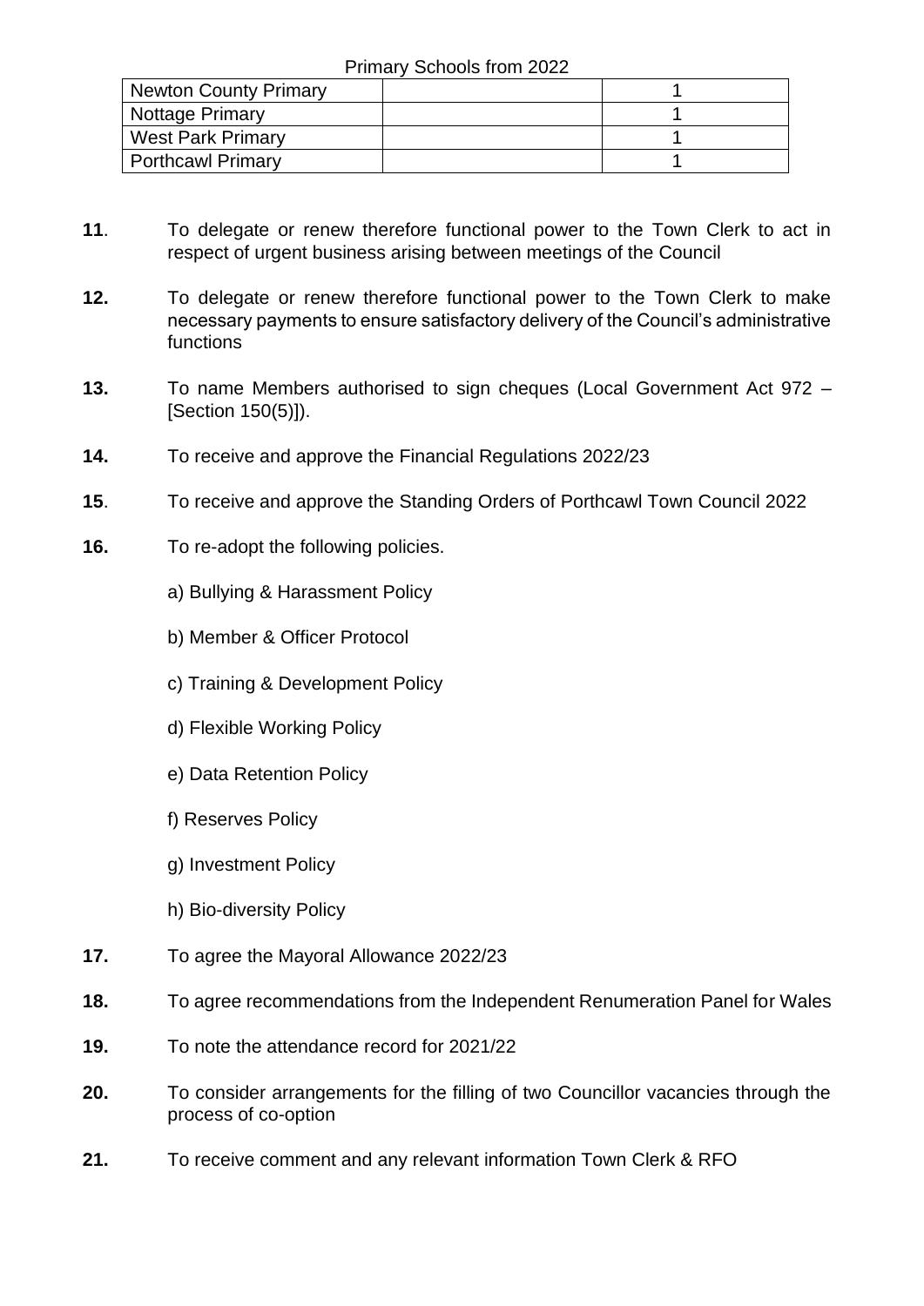Primary Schools from 2022

| Newton County Primary | | 1 |
|---|---|---|
| Nottage Primary | | 1 |
| West Park Primary | | 1 |
| Porthcawl Primary | | 1 |

**11**. To delegate or renew therefore functional power to the Town Clerk to act in respect of urgent business arising between meetings of the Council

**12.** To delegate or renew therefore functional power to the Town Clerk to make necessary payments to ensure satisfactory delivery of the Council's administrative functions

**13.** To name Members authorised to sign cheques (Local Government Act 972 – [Section 150(5)]).

**14.** To receive and approve the Financial Regulations 2022/23

**15**. To receive and approve the Standing Orders of Porthcawl Town Council 2022

**16.** To re-adopt the following policies.

a) Bullying & Harassment Policy

b) Member & Officer Protocol

c) Training & Development Policy

d) Flexible Working Policy

e) Data Retention Policy

f) Reserves Policy

g) Investment Policy

h) Bio-diversity Policy

**17.** To agree the Mayoral Allowance 2022/23

**18.** To agree recommendations from the Independent Renumeration Panel for Wales

**19.** To note the attendance record for 2021/22

**20.** To consider arrangements for the filling of two Councillor vacancies through the process of co-option

**21.** To receive comment and any relevant information Town Clerk & RFO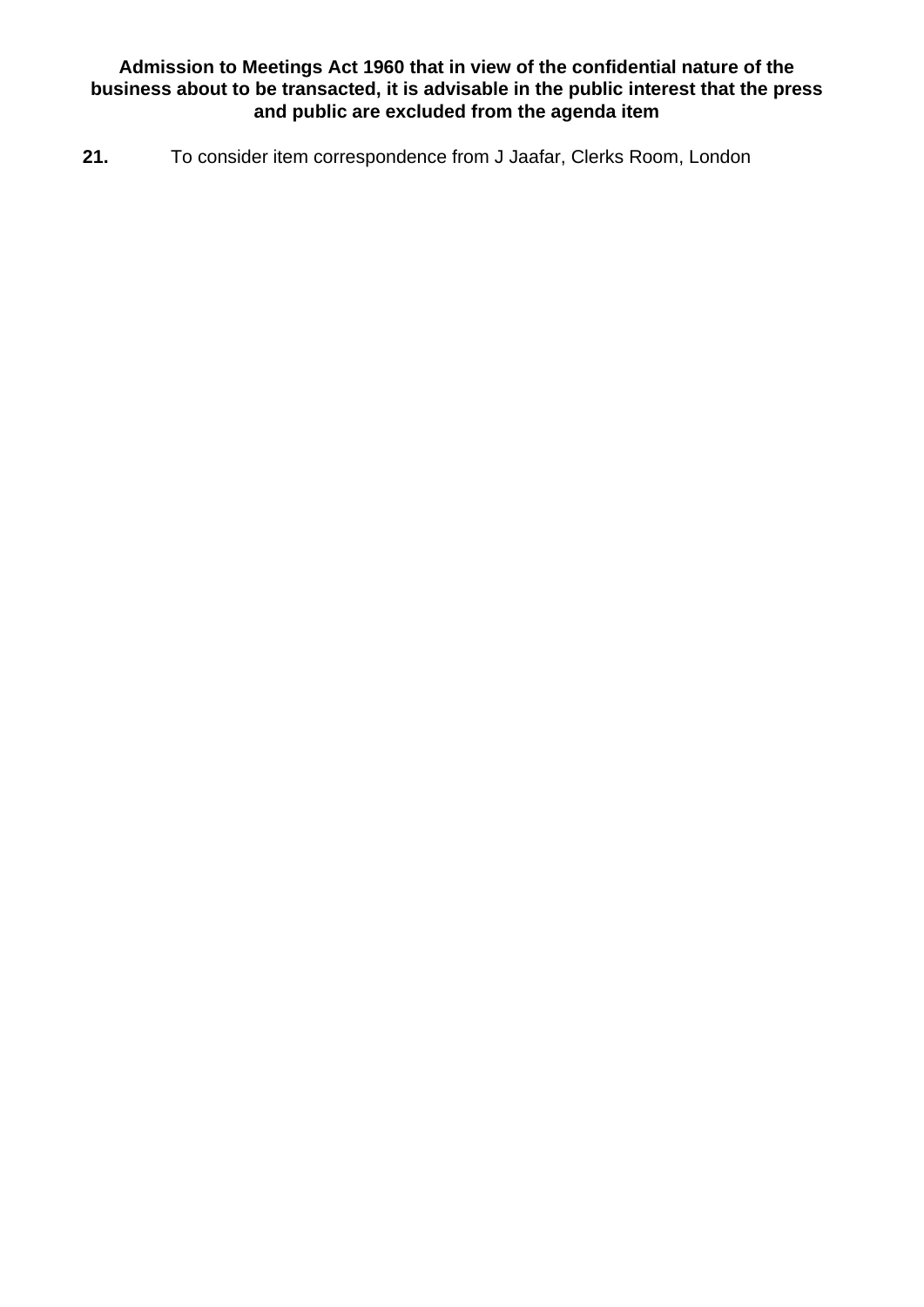**Admission to Meetings Act 1960 that in view of the confidential nature of the business about to be transacted, it is advisable in the public interest that the press and public are excluded from the agenda item**

**21.** To consider item correspondence from J Jaafar, Clerks Room, London